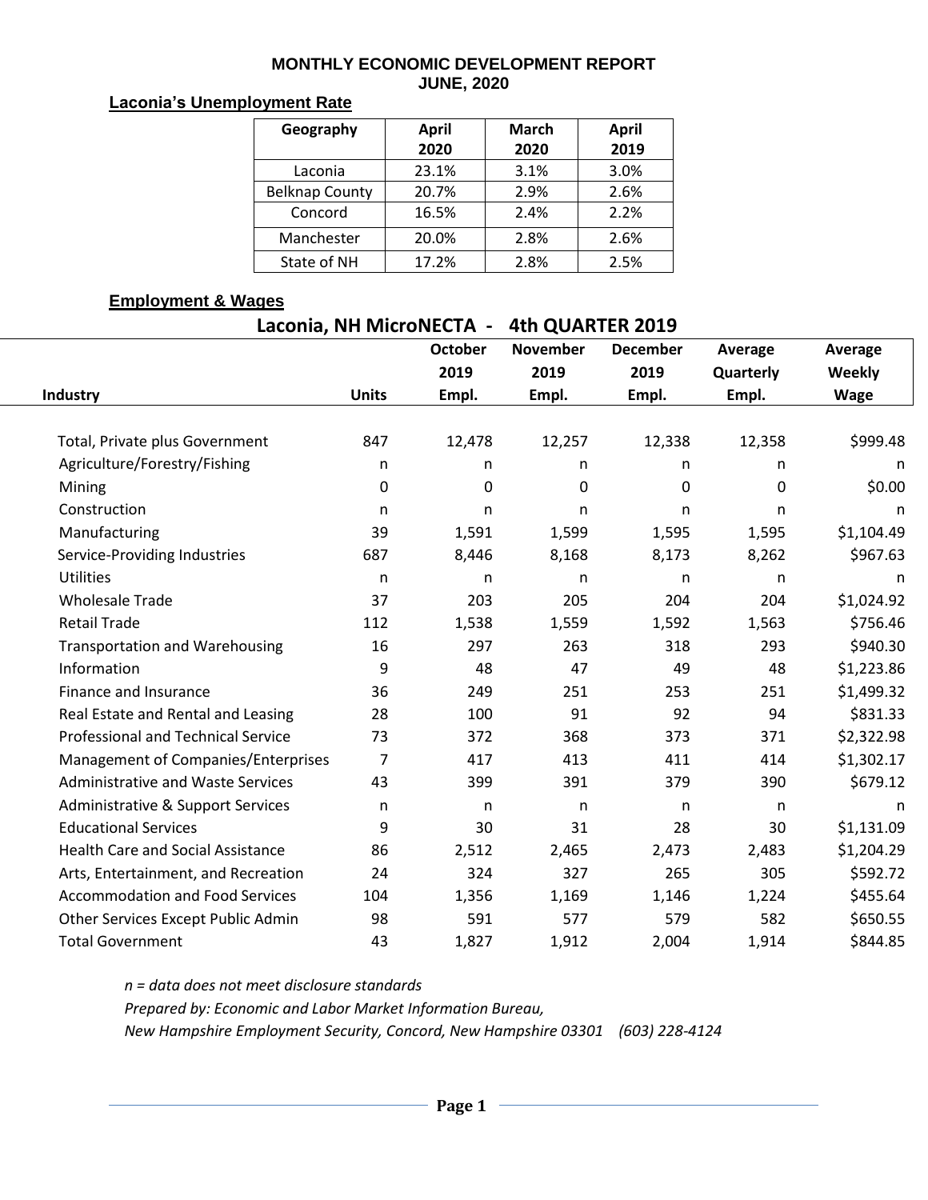**MONTHLY ECONOMIC DEVELOPMENT REPORT**
**JUNE, 2020**

## Laconia's Unemployment Rate

| Geography | April 2020 | March 2020 | April 2019 |
|---|---|---|---|
| Laconia | 23.1% | 3.1% | 3.0% |
| Belknap County | 20.7% | 2.9% | 2.6% |
| Concord | 16.5% | 2.4% | 2.2% |
| Manchester | 20.0% | 2.8% | 2.6% |
| State of NH | 17.2% | 2.8% | 2.5% |

## Employment & Wages

### Laconia, NH MicroNECTA - 4th QUARTER 2019

| Industry | Units | October 2019 Empl. | November 2019 Empl. | December 2019 Empl. | Average Quarterly Empl. | Average Weekly Wage |
|---|---|---|---|---|---|---|
| Total, Private plus Government | 847 | 12,478 | 12,257 | 12,338 | 12,358 | $999.48 |
| Agriculture/Forestry/Fishing | n | n | n | n | n | n |
| Mining | 0 | 0 | 0 | 0 | 0 | $0.00 |
| Construction | n | n | n | n | n | n |
| Manufacturing | 39 | 1,591 | 1,599 | 1,595 | 1,595 | $1,104.49 |
| Service-Providing Industries | 687 | 8,446 | 8,168 | 8,173 | 8,262 | $967.63 |
| Utilities | n | n | n | n | n | n |
| Wholesale Trade | 37 | 203 | 205 | 204 | 204 | $1,024.92 |
| Retail Trade | 112 | 1,538 | 1,559 | 1,592 | 1,563 | $756.46 |
| Transportation and Warehousing | 16 | 297 | 263 | 318 | 293 | $940.30 |
| Information | 9 | 48 | 47 | 49 | 48 | $1,223.86 |
| Finance and Insurance | 36 | 249 | 251 | 253 | 251 | $1,499.32 |
| Real Estate and Rental and Leasing | 28 | 100 | 91 | 92 | 94 | $831.33 |
| Professional and Technical Service | 73 | 372 | 368 | 373 | 371 | $2,322.98 |
| Management of Companies/Enterprises | 7 | 417 | 413 | 411 | 414 | $1,302.17 |
| Administrative and Waste Services | 43 | 399 | 391 | 379 | 390 | $679.12 |
| Administrative & Support Services | n | n | n | n | n | n |
| Educational Services | 9 | 30 | 31 | 28 | 30 | $1,131.09 |
| Health Care and Social Assistance | 86 | 2,512 | 2,465 | 2,473 | 2,483 | $1,204.29 |
| Arts, Entertainment, and Recreation | 24 | 324 | 327 | 265 | 305 | $592.72 |
| Accommodation and Food Services | 104 | 1,356 | 1,169 | 1,146 | 1,224 | $455.64 |
| Other Services Except Public Admin | 98 | 591 | 577 | 579 | 582 | $650.55 |
| Total Government | 43 | 1,827 | 1,912 | 2,004 | 1,914 | $844.85 |

*n = data does not meet disclosure standards*

*Prepared by: Economic and Labor Market Information Bureau,*

*New Hampshire Employment Security, Concord, New Hampshire 03301 (603) 228-4124*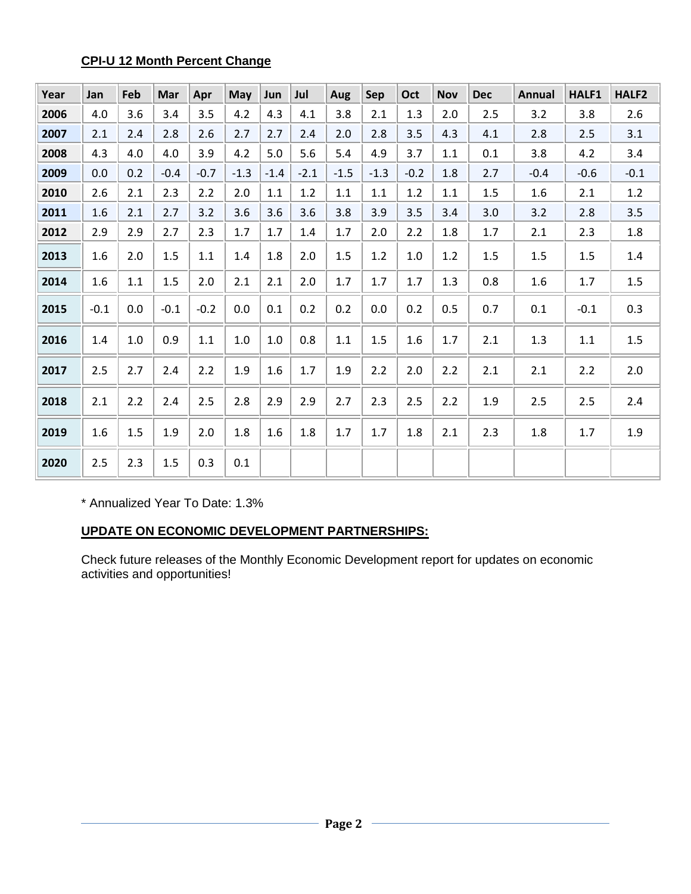**CPI-U 12 Month Percent Change**

| Year | Jan | Feb | Mar | Apr | May | Jun | Jul | Aug | Sep | Oct | Nov | Dec | Annual | HALF1 | HALF2 |
|---|---|---|---|---|---|---|---|---|---|---|---|---|---|---|---|
| 2006 | 4.0 | 3.6 | 3.4 | 3.5 | 4.2 | 4.3 | 4.1 | 3.8 | 2.1 | 1.3 | 2.0 | 2.5 | 3.2 | 3.8 | 2.6 |
| 2007 | 2.1 | 2.4 | 2.8 | 2.6 | 2.7 | 2.7 | 2.4 | 2.0 | 2.8 | 3.5 | 4.3 | 4.1 | 2.8 | 2.5 | 3.1 |
| 2008 | 4.3 | 4.0 | 4.0 | 3.9 | 4.2 | 5.0 | 5.6 | 5.4 | 4.9 | 3.7 | 1.1 | 0.1 | 3.8 | 4.2 | 3.4 |
| 2009 | 0.0 | 0.2 | -0.4 | -0.7 | -1.3 | -1.4 | -2.1 | -1.5 | -1.3 | -0.2 | 1.8 | 2.7 | -0.4 | -0.6 | -0.1 |
| 2010 | 2.6 | 2.1 | 2.3 | 2.2 | 2.0 | 1.1 | 1.2 | 1.1 | 1.1 | 1.2 | 1.1 | 1.5 | 1.6 | 2.1 | 1.2 |
| 2011 | 1.6 | 2.1 | 2.7 | 3.2 | 3.6 | 3.6 | 3.6 | 3.8 | 3.9 | 3.5 | 3.4 | 3.0 | 3.2 | 2.8 | 3.5 |
| 2012 | 2.9 | 2.9 | 2.7 | 2.3 | 1.7 | 1.7 | 1.4 | 1.7 | 2.0 | 2.2 | 1.8 | 1.7 | 2.1 | 2.3 | 1.8 |
| 2013 | 1.6 | 2.0 | 1.5 | 1.1 | 1.4 | 1.8 | 2.0 | 1.5 | 1.2 | 1.0 | 1.2 | 1.5 | 1.5 | 1.5 | 1.4 |
| 2014 | 1.6 | 1.1 | 1.5 | 2.0 | 2.1 | 2.1 | 2.0 | 1.7 | 1.7 | 1.7 | 1.3 | 0.8 | 1.6 | 1.7 | 1.5 |
| 2015 | -0.1 | 0.0 | -0.1 | -0.2 | 0.0 | 0.1 | 0.2 | 0.2 | 0.0 | 0.2 | 0.5 | 0.7 | 0.1 | -0.1 | 0.3 |
| 2016 | 1.4 | 1.0 | 0.9 | 1.1 | 1.0 | 1.0 | 0.8 | 1.1 | 1.5 | 1.6 | 1.7 | 2.1 | 1.3 | 1.1 | 1.5 |
| 2017 | 2.5 | 2.7 | 2.4 | 2.2 | 1.9 | 1.6 | 1.7 | 1.9 | 2.2 | 2.0 | 2.2 | 2.1 | 2.1 | 2.2 | 2.0 |
| 2018 | 2.1 | 2.2 | 2.4 | 2.5 | 2.8 | 2.9 | 2.9 | 2.7 | 2.3 | 2.5 | 2.2 | 1.9 | 2.5 | 2.5 | 2.4 |
| 2019 | 1.6 | 1.5 | 1.9 | 2.0 | 1.8 | 1.6 | 1.8 | 1.7 | 1.7 | 1.8 | 2.1 | 2.3 | 1.8 | 1.7 | 1.9 |
| 2020 | 2.5 | 2.3 | 1.5 | 0.3 | 0.1 | | | | | | | | | | |

* Annualized Year To Date: 1.3%

**UPDATE ON ECONOMIC DEVELOPMENT PARTNERSHIPS:**

Check future releases of the Monthly Economic Development report for updates on economic activities and opportunities!